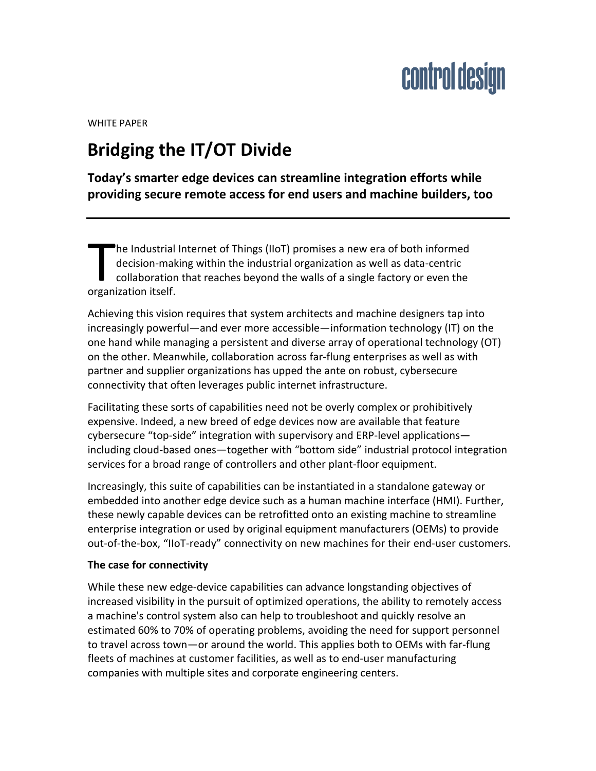control design

WHITE PAPER

# Bridging the IT/OT Divide

**Today's smarter edge devices can streamline integration efforts while providing secure remote access for end users and machine builders, too**

---

The Industrial Internet of Things (IIoT) promises a new era of both informed decision-making within the industrial organization as well as data-centric collaboration that reaches beyond the walls of a single factory or even the organization itself.

Achieving this vision requires that system architects and machine designers tap into increasingly powerful—and ever more accessible—information technology (IT) on the one hand while managing a persistent and diverse array of operational technology (OT) on the other. Meanwhile, collaboration across far-flung enterprises as well as with partner and supplier organizations has upped the ante on robust, cybersecure connectivity that often leverages public internet infrastructure.

Facilitating these sorts of capabilities need not be overly complex or prohibitively expensive. Indeed, a new breed of edge devices now are available that feature cybersecure "top-side" integration with supervisory and ERP-level applications—including cloud-based ones—together with "bottom side" industrial protocol integration services for a broad range of controllers and other plant-floor equipment.

Increasingly, this suite of capabilities can be instantiated in a standalone gateway or embedded into another edge device such as a human machine interface (HMI). Further, these newly capable devices can be retrofitted onto an existing machine to streamline enterprise integration or used by original equipment manufacturers (OEMs) to provide out-of-the-box, "IIoT-ready" connectivity on new machines for their end-user customers.

**The case for connectivity**

While these new edge-device capabilities can advance longstanding objectives of increased visibility in the pursuit of optimized operations, the ability to remotely access a machine's control system also can help to troubleshoot and quickly resolve an estimated 60% to 70% of operating problems, avoiding the need for support personnel to travel across town—or around the world. This applies both to OEMs with far-flung fleets of machines at customer facilities, as well as to end-user manufacturing companies with multiple sites and corporate engineering centers.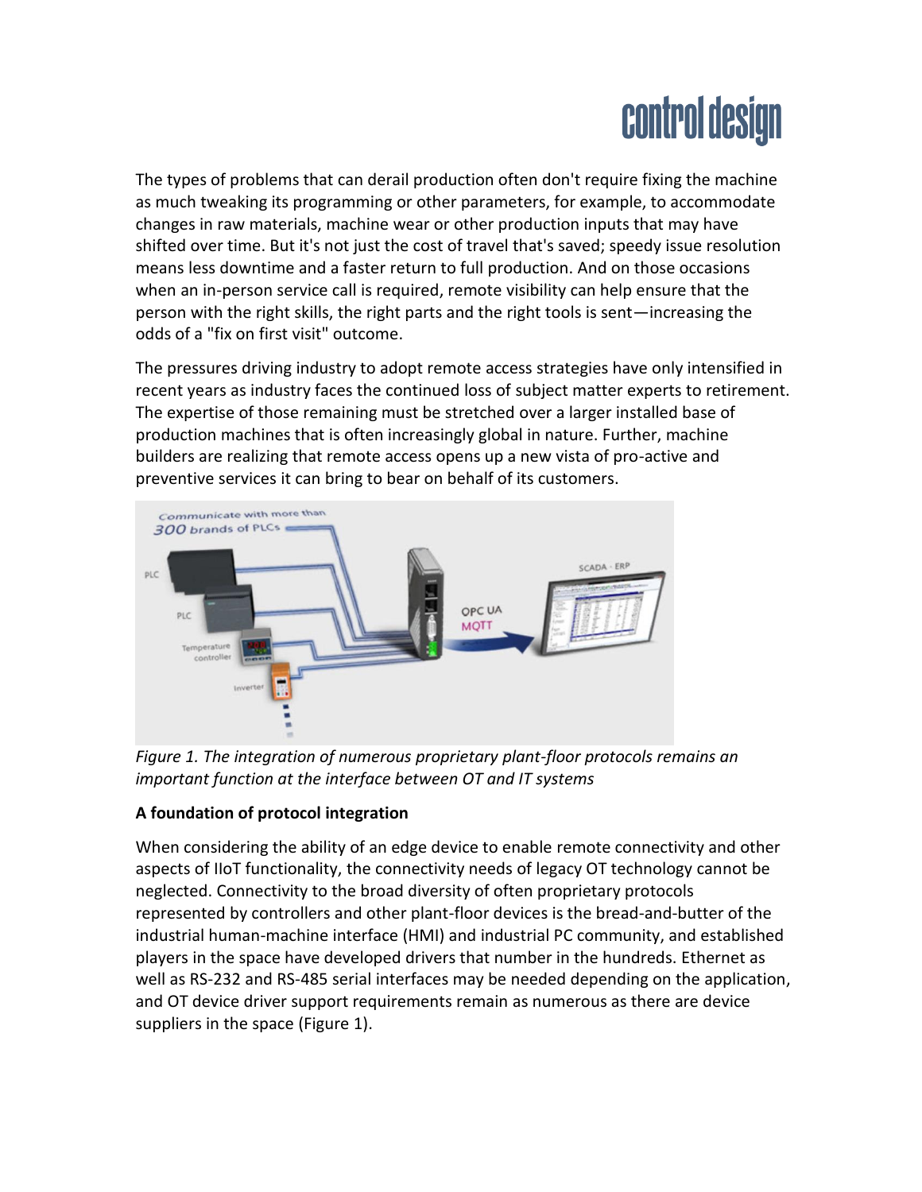The types of problems that can derail production often don't require fixing the machine as much tweaking its programming or other parameters, for example, to accommodate changes in raw materials, machine wear or other production inputs that may have shifted over time. But it's not just the cost of travel that's saved; speedy issue resolution means less downtime and a faster return to full production. And on those occasions when an in-person service call is required, remote visibility can help ensure that the person with the right skills, the right parts and the right tools is sent—increasing the odds of a "fix on first visit" outcome.

The pressures driving industry to adopt remote access strategies have only intensified in recent years as industry faces the continued loss of subject matter experts to retirement. The expertise of those remaining must be stretched over a larger installed base of production machines that is often increasingly global in nature. Further, machine builders are realizing that remote access opens up a new vista of pro-active and preventive services it can bring to bear on behalf of its customers.

*Figure 1. The integration of numerous proprietary plant-floor protocols remains an important function at the interface between OT and IT systems*

**A foundation of protocol integration**

When considering the ability of an edge device to enable remote connectivity and other aspects of IIoT functionality, the connectivity needs of legacy OT technology cannot be neglected. Connectivity to the broad diversity of often proprietary protocols represented by controllers and other plant-floor devices is the bread-and-butter of the industrial human-machine interface (HMI) and industrial PC community, and established players in the space have developed drivers that number in the hundreds. Ethernet as well as RS-232 and RS-485 serial interfaces may be needed depending on the application, and OT device driver support requirements remain as numerous as there are device suppliers in the space (Figure 1).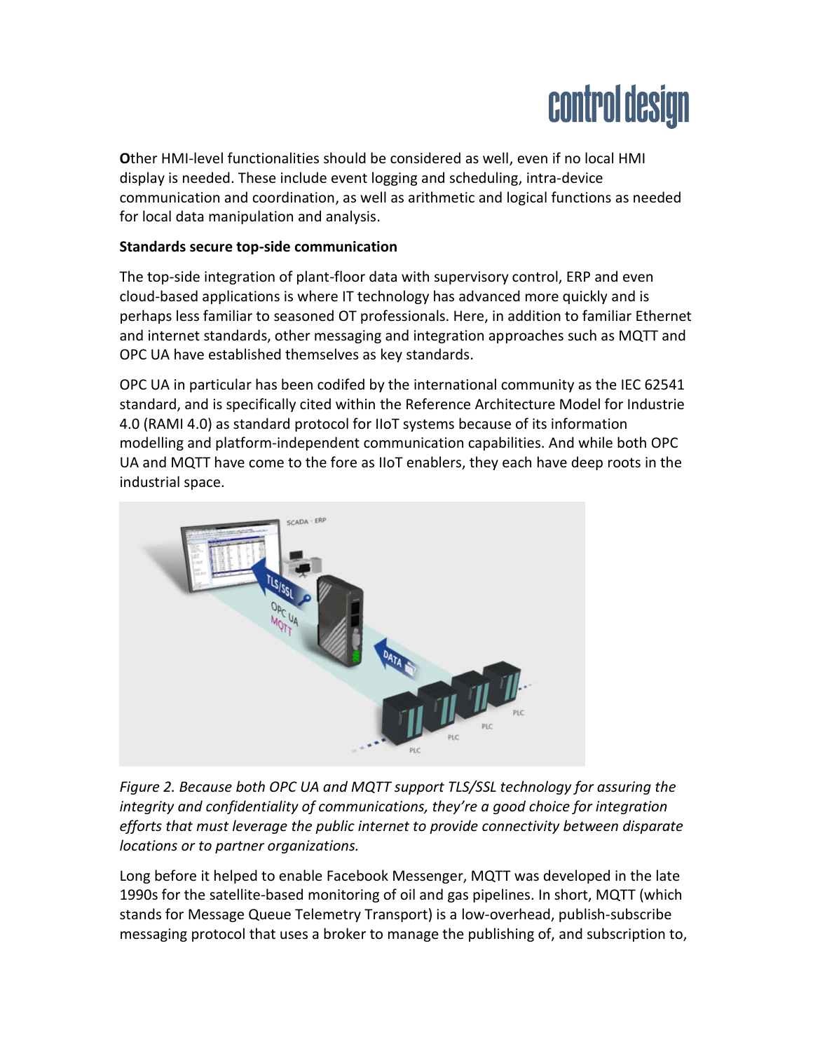Other HMI-level functionalities should be considered as well, even if no local HMI display is needed. These include event logging and scheduling, intra-device communication and coordination, as well as arithmetic and logical functions as needed for local data manipulation and analysis.

**Standards secure top-side communication**

The top-side integration of plant-floor data with supervisory control, ERP and even cloud-based applications is where IT technology has advanced more quickly and is perhaps less familiar to seasoned OT professionals. Here, in addition to familiar Ethernet and internet standards, other messaging and integration approaches such as MQTT and OPC UA have established themselves as key standards.

OPC UA in particular has been codifed by the international community as the IEC 62541 standard, and is specifically cited within the Reference Architecture Model for Industrie 4.0 (RAMI 4.0) as standard protocol for IIoT systems because of its information modelling and platform-independent communication capabilities. And while both OPC UA and MQTT have come to the fore as IIoT enablers, they each have deep roots in the industrial space.

*Figure 2. Because both OPC UA and MQTT support TLS/SSL technology for assuring the integrity and confidentiality of communications, they're a good choice for integration efforts that must leverage the public internet to provide connectivity between disparate locations or to partner organizations.*

Long before it helped to enable Facebook Messenger, MQTT was developed in the late 1990s for the satellite-based monitoring of oil and gas pipelines. In short, MQTT (which stands for Message Queue Telemetry Transport) is a low-overhead, publish-subscribe messaging protocol that uses a broker to manage the publishing of, and subscription to,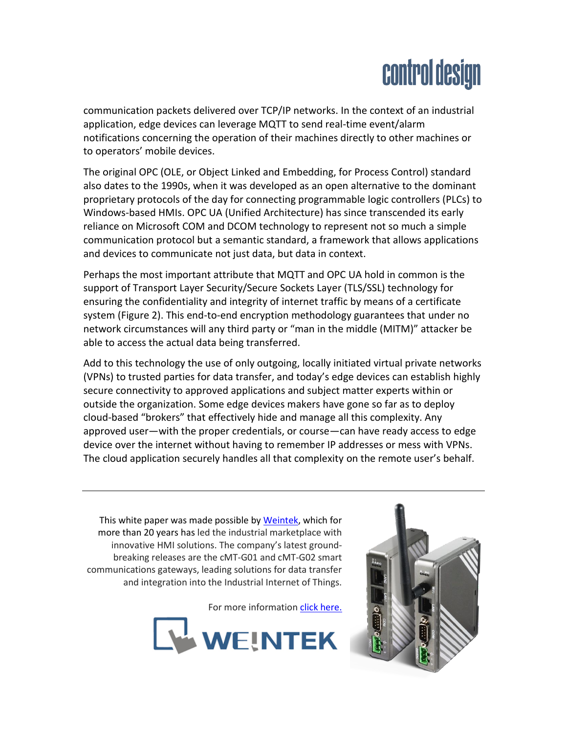communication packets delivered over TCP/IP networks. In the context of an industrial application, edge devices can leverage MQTT to send real-time event/alarm notifications concerning the operation of their machines directly to other machines or to operators' mobile devices.

The original OPC (OLE, or Object Linked and Embedding, for Process Control) standard also dates to the 1990s, when it was developed as an open alternative to the dominant proprietary protocols of the day for connecting programmable logic controllers (PLCs) to Windows-based HMIs. OPC UA (Unified Architecture) has since transcended its early reliance on Microsoft COM and DCOM technology to represent not so much a simple communication protocol but a semantic standard, a framework that allows applications and devices to communicate not just data, but data in context.

Perhaps the most important attribute that MQTT and OPC UA hold in common is the support of Transport Layer Security/Secure Sockets Layer (TLS/SSL) technology for ensuring the confidentiality and integrity of internet traffic by means of a certificate system (Figure 2). This end-to-end encryption methodology guarantees that under no network circumstances will any third party or "man in the middle (MITM)" attacker be able to access the actual data being transferred.

Add to this technology the use of only outgoing, locally initiated virtual private networks (VPNs) to trusted parties for data transfer, and today's edge devices can establish highly secure connectivity to approved applications and subject matter experts within or outside the organization. Some edge devices makers have gone so far as to deploy cloud-based "brokers" that effectively hide and manage all this complexity. Any approved user—with the proper credentials, or course—can have ready access to edge device over the internet without having to remember IP addresses or mess with VPNs. The cloud application securely handles all that complexity on the remote user's behalf.

---

This white paper was made possible by Weintek, which for more than 20 years has led the industrial marketplace with innovative HMI solutions. The company's latest ground-breaking releases are the cMT-G01 and cMT-G02 smart communications gateways, leading solutions for data transfer and integration into the Industrial Internet of Things.

For more information click here.